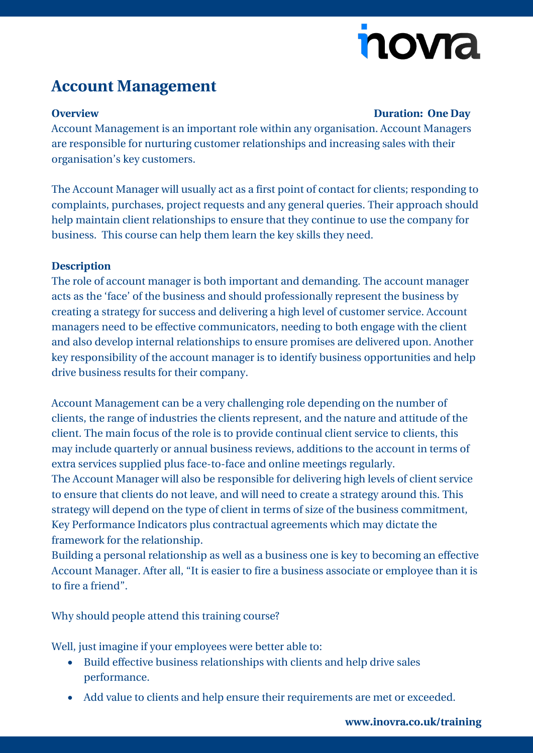# Account Management

**Overview** **Duration: One Day**

Account Management is an important role within any organisation. Account Managers are responsible for nurturing customer relationships and increasing sales with their organisation's key customers.

The Account Manager will usually act as a first point of contact for clients; responding to complaints, purchases, project requests and any general queries. Their approach should help maintain client relationships to ensure that they continue to use the company for business. This course can help them learn the key skills they need.

**Description**

The role of account manager is both important and demanding. The account manager acts as the 'face' of the business and should professionally represent the business by creating a strategy for success and delivering a high level of customer service. Account managers need to be effective communicators, needing to both engage with the client and also develop internal relationships to ensure promises are delivered upon. Another key responsibility of the account manager is to identify business opportunities and help drive business results for their company.

Account Management can be a very challenging role depending on the number of clients, the range of industries the clients represent, and the nature and attitude of the client. The main focus of the role is to provide continual client service to clients, this may include quarterly or annual business reviews, additions to the account in terms of extra services supplied plus face-to-face and online meetings regularly.

The Account Manager will also be responsible for delivering high levels of client service to ensure that clients do not leave, and will need to create a strategy around this. This strategy will depend on the type of client in terms of size of the business commitment, Key Performance Indicators plus contractual agreements which may dictate the framework for the relationship.

Building a personal relationship as well as a business one is key to becoming an effective Account Manager. After all, "It is easier to fire a business associate or employee than it is to fire a friend".

Why should people attend this training course?

Well, just imagine if your employees were better able to:

- Build effective business relationships with clients and help drive sales performance.
- Add value to clients and help ensure their requirements are met or exceeded.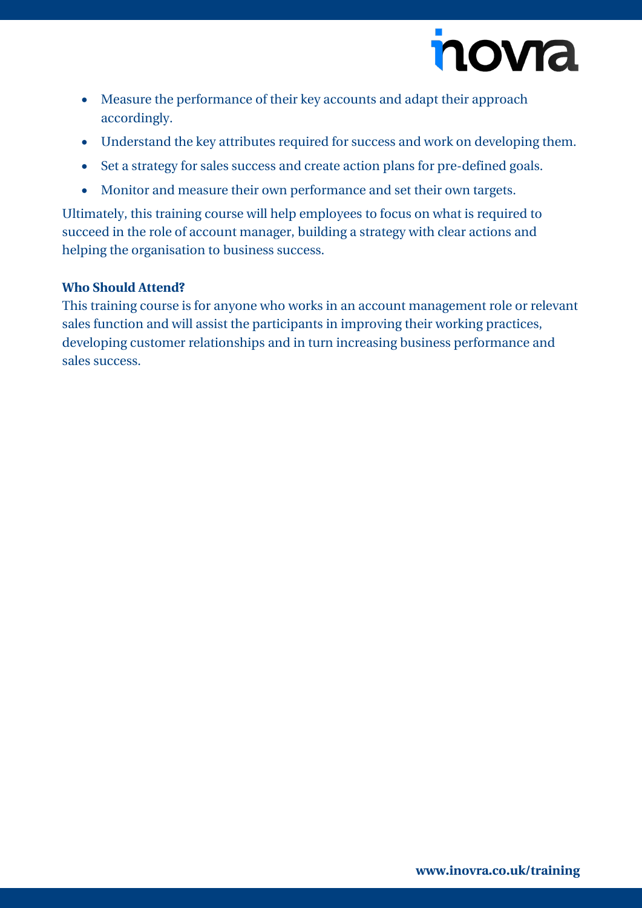- Measure the performance of their key accounts and adapt their approach accordingly.
- Understand the key attributes required for success and work on developing them.
- Set a strategy for sales success and create action plans for pre-defined goals.
- Monitor and measure their own performance and set their own targets.

Ultimately, this training course will help employees to focus on what is required to succeed in the role of account manager, building a strategy with clear actions and helping the organisation to business success.

**Who Should Attend?**

This training course is for anyone who works in an account management role or relevant sales function and will assist the participants in improving their working practices, developing customer relationships and in turn increasing business performance and sales success.